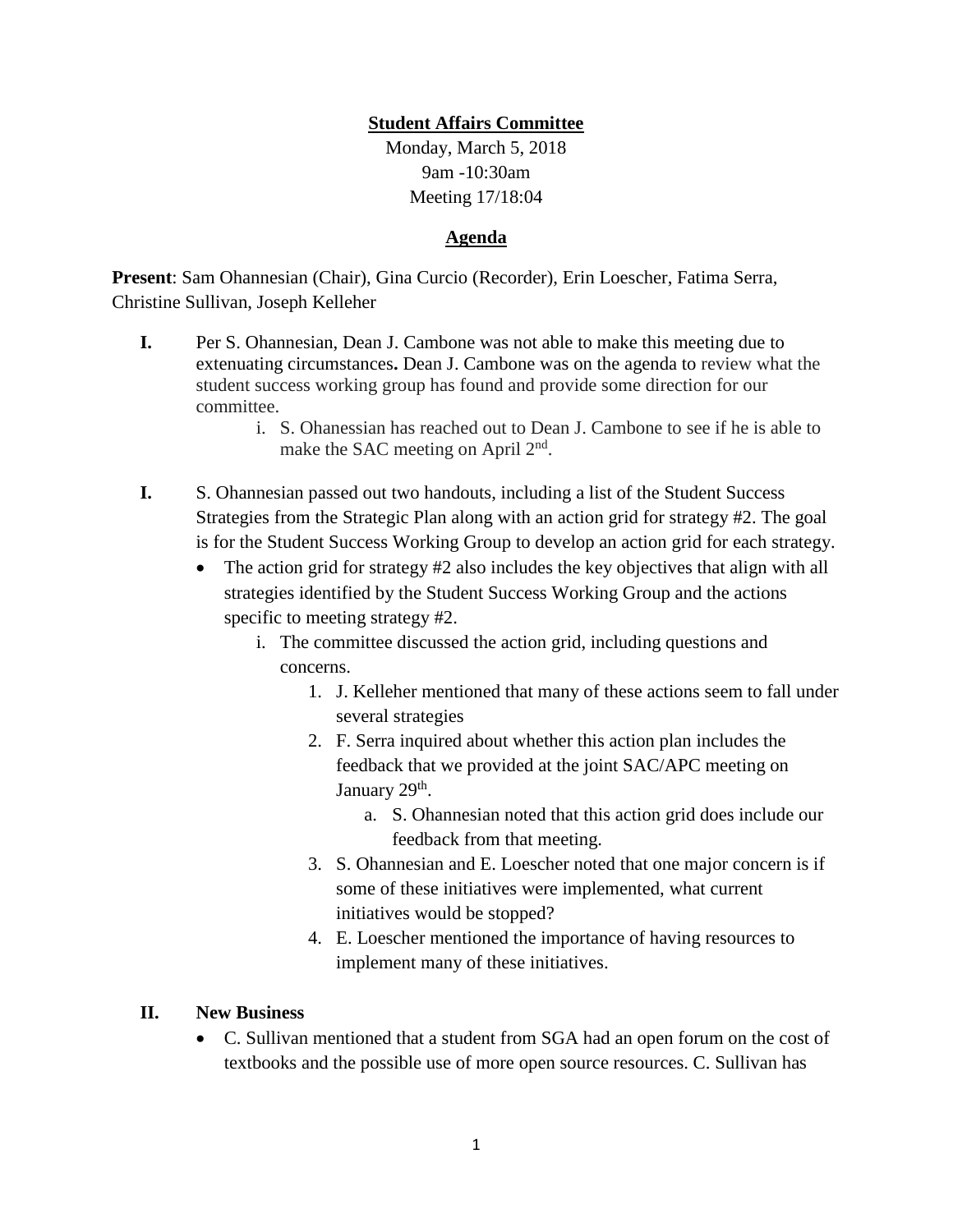**Student Affairs Committee**

Monday, March 5, 2018

9am -10:30am

Meeting 17/18:04

**Agenda**

**Present**: Sam Ohannesian (Chair), Gina Curcio (Recorder), Erin Loescher, Fatima Serra, Christine Sullivan, Joseph Kelleher

**I.** Per S. Ohannesian, Dean J. Cambone was not able to make this meeting due to extenuating circumstances**.** Dean J. Cambone was on the agenda to review what the student success working group has found and provide some direction for our committee.

  i. S. Ohanessian has reached out to Dean J. Cambone to see if he is able to make the SAC meeting on April 2nd.

**I.** S. Ohannesian passed out two handouts, including a list of the Student Success Strategies from the Strategic Plan along with an action grid for strategy #2. The goal is for the Student Success Working Group to develop an action grid for each strategy.

- The action grid for strategy #2 also includes the key objectives that align with all strategies identified by the Student Success Working Group and the actions specific to meeting strategy #2.
  i. The committee discussed the action grid, including questions and concerns.
    1. J. Kelleher mentioned that many of these actions seem to fall under several strategies
    2. F. Serra inquired about whether this action plan includes the feedback that we provided at the joint SAC/APC meeting on January 29th.
       a. S. Ohannesian noted that this action grid does include our feedback from that meeting.
    3. S. Ohannesian and E. Loescher noted that one major concern is if some of these initiatives were implemented, what current initiatives would be stopped?
    4. E. Loescher mentioned the importance of having resources to implement many of these initiatives.

**II. New Business**

- C. Sullivan mentioned that a student from SGA had an open forum on the cost of textbooks and the possible use of more open source resources. C. Sullivan has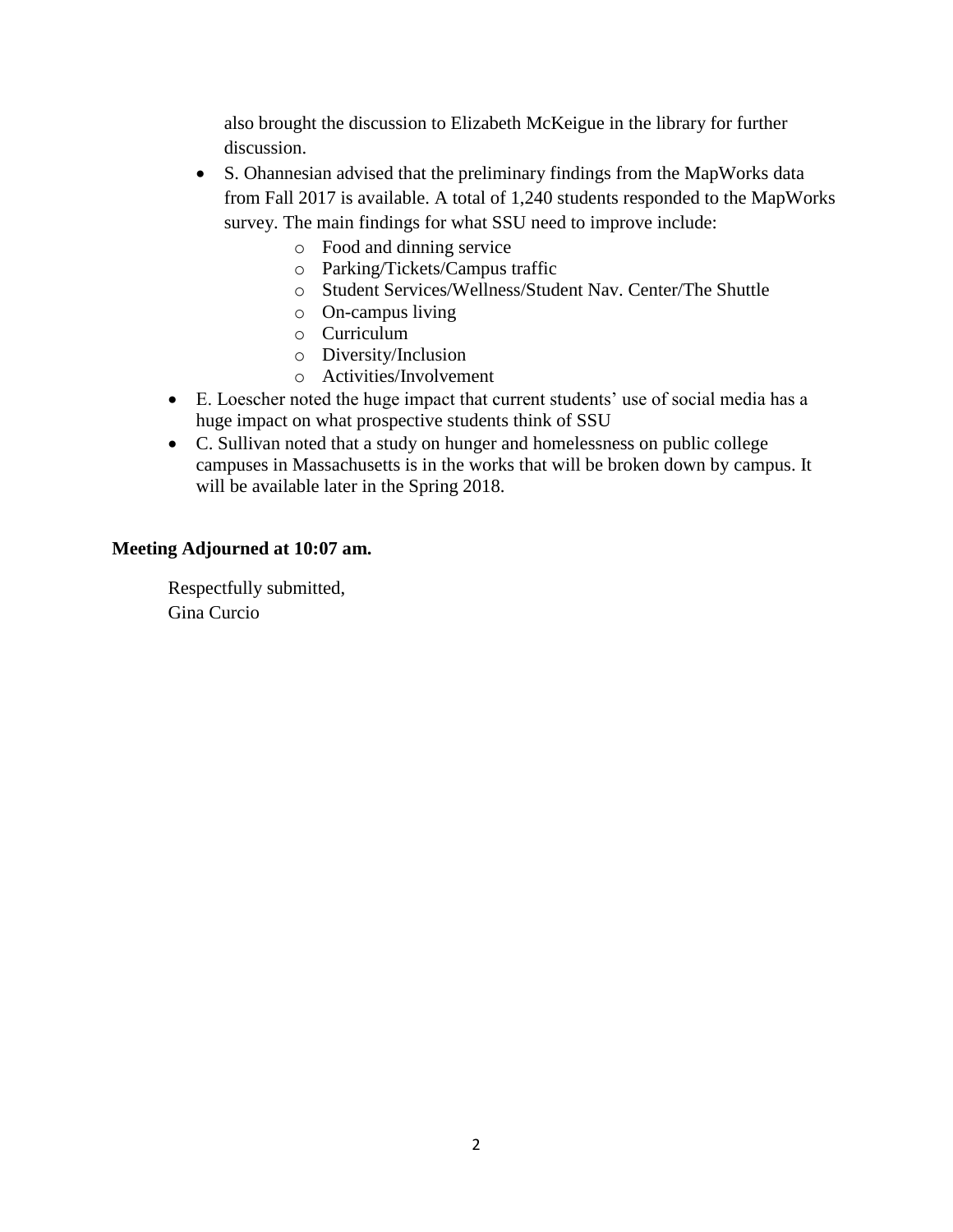also brought the discussion to Elizabeth McKeigue in the library for further discussion.

- S. Ohannesian advised that the preliminary findings from the MapWorks data from Fall 2017 is available. A total of 1,240 students responded to the MapWorks survey. The main findings for what SSU need to improve include:
  - Food and dinning service
  - Parking/Tickets/Campus traffic
  - Student Services/Wellness/Student Nav. Center/The Shuttle
  - On-campus living
  - Curriculum
  - Diversity/Inclusion
  - Activities/Involvement
- E. Loescher noted the huge impact that current students' use of social media has a huge impact on what prospective students think of SSU
- C. Sullivan noted that a study on hunger and homelessness on public college campuses in Massachusetts is in the works that will be broken down by campus. It will be available later in the Spring 2018.

**Meeting Adjourned at 10:07 am.**

Respectfully submitted,
Gina Curcio